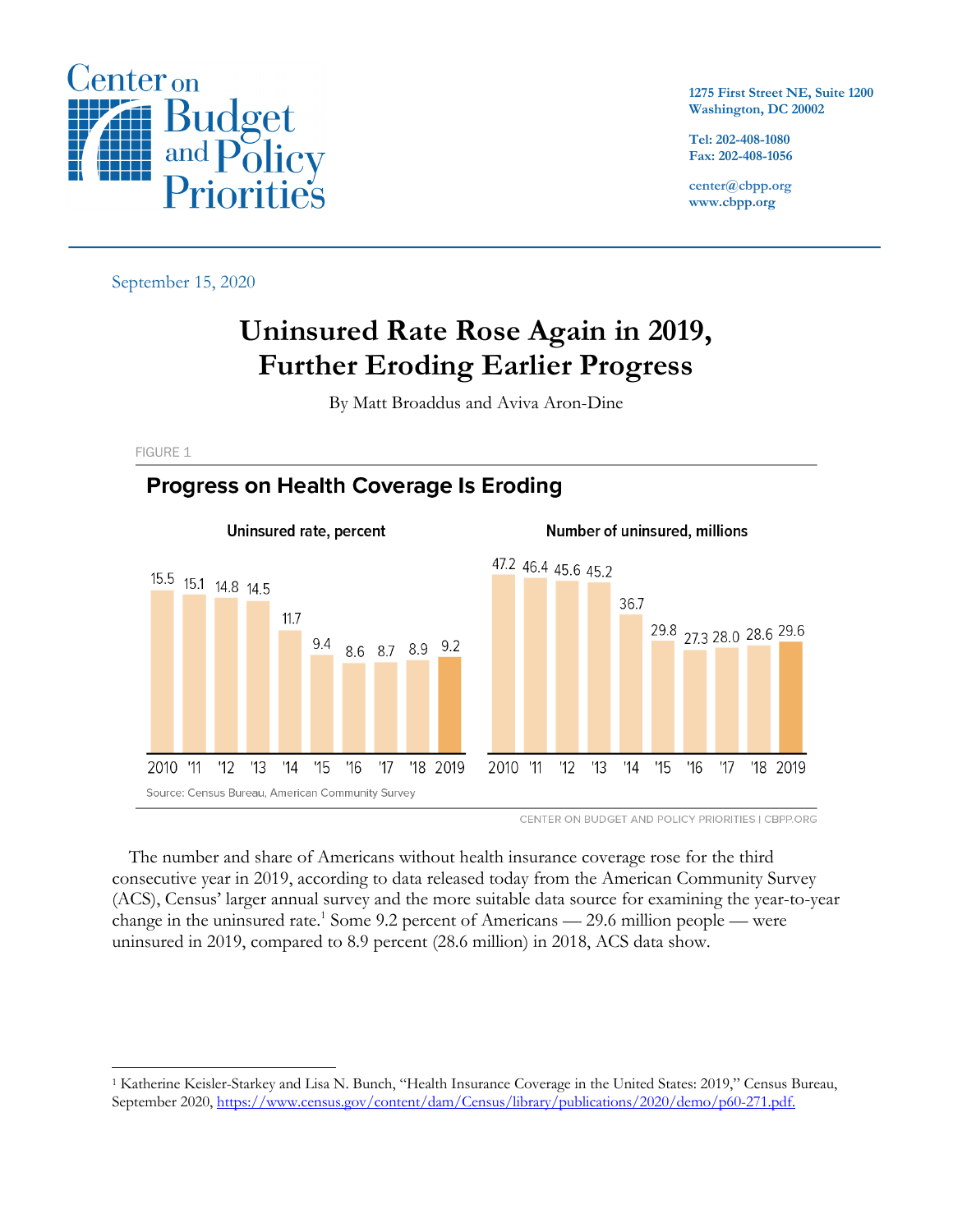September 15, 2020

# Uninsured Rate Rose Again in 2019, Further Eroding Earlier Progress

By Matt Broaddus and Aviva Aron-Dine

FIGURE 1

## Progress on Health Coverage Is Eroding

| Year | Uninsured rate, percent | Number of uninsured, millions |
|---|---|---|
| 2010 | 15.5 | 47.2 |
| '11 | 15.1 | 46.4 |
| '12 | 14.8 | 45.6 |
| '13 | 14.5 | 45.2 |
| '14 | 11.7 | 36.7 |
| '15 | 9.4 | 29.8 |
| '16 | 8.6 | 27.3 |
| '17 | 8.7 | 28.0 |
| '18 | 8.9 | 28.6 |
| 2019 | 9.2 | 29.6 |

Source: Census Bureau, American Community Survey

CENTER ON BUDGET AND POLICY PRIORITIES | CBPP.ORG

The number and share of Americans without health insurance coverage rose for the third consecutive year in 2019, according to data released today from the American Community Survey (ACS), Census' larger annual survey and the more suitable data source for examining the year-to-year change in the uninsured rate.[1] Some 9.2 percent of Americans — 29.6 million people — were uninsured in 2019, compared to 8.9 percent (28.6 million) in 2018, ACS data show.

[1] Katherine Keisler-Starkey and Lisa N. Bunch, "Health Insurance Coverage in the United States: 2019," Census Bureau, September 2020, https://www.census.gov/content/dam/Census/library/publications/2020/demo/p60-271.pdf.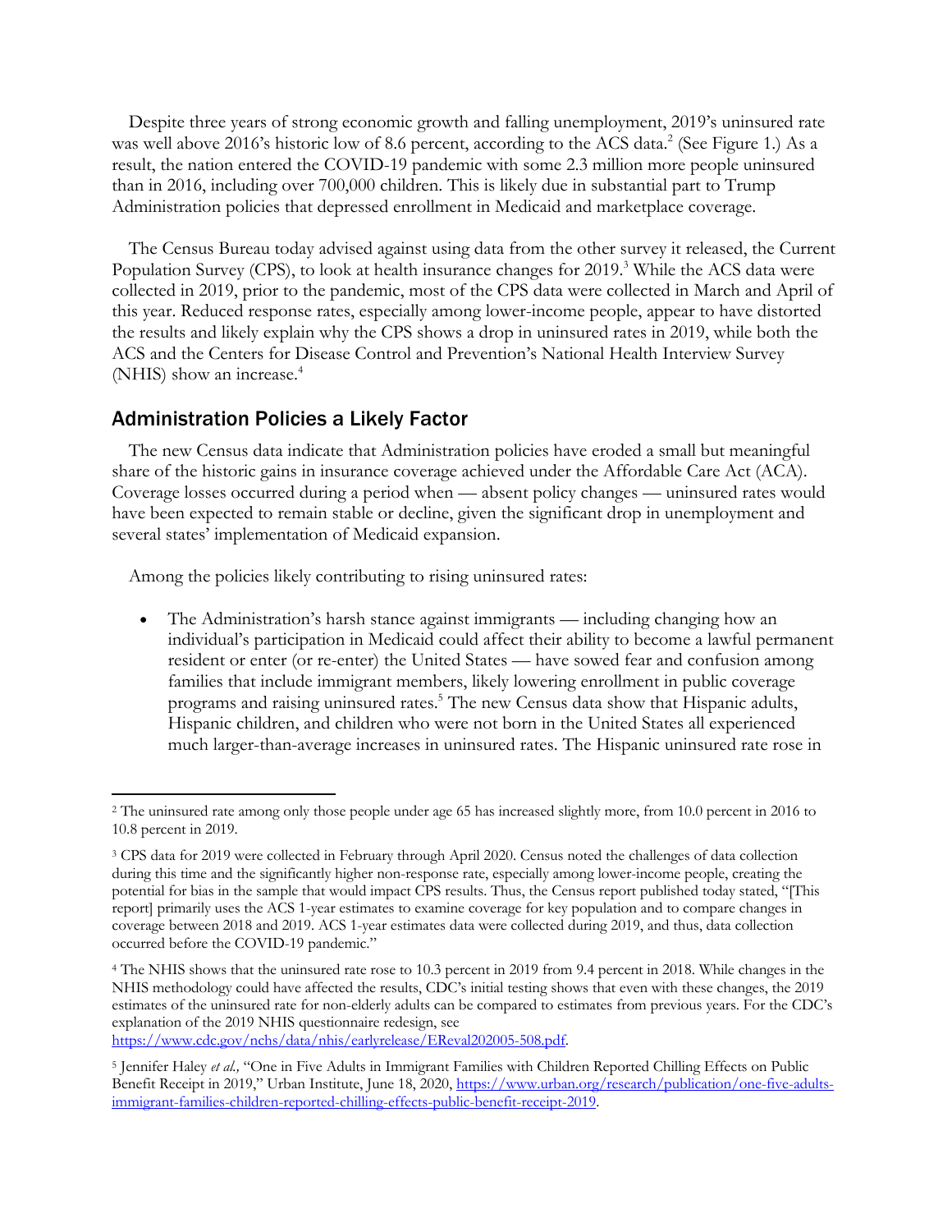Despite three years of strong economic growth and falling unemployment, 2019's uninsured rate was well above 2016's historic low of 8.6 percent, according to the ACS data.[2] (See Figure 1.) As a result, the nation entered the COVID-19 pandemic with some 2.3 million more people uninsured than in 2016, including over 700,000 children. This is likely due in substantial part to Trump Administration policies that depressed enrollment in Medicaid and marketplace coverage.

The Census Bureau today advised against using data from the other survey it released, the Current Population Survey (CPS), to look at health insurance changes for 2019.[3] While the ACS data were collected in 2019, prior to the pandemic, most of the CPS data were collected in March and April of this year. Reduced response rates, especially among lower-income people, appear to have distorted the results and likely explain why the CPS shows a drop in uninsured rates in 2019, while both the ACS and the Centers for Disease Control and Prevention's National Health Interview Survey (NHIS) show an increase.[4]

## Administration Policies a Likely Factor

The new Census data indicate that Administration policies have eroded a small but meaningful share of the historic gains in insurance coverage achieved under the Affordable Care Act (ACA). Coverage losses occurred during a period when — absent policy changes — uninsured rates would have been expected to remain stable or decline, given the significant drop in unemployment and several states' implementation of Medicaid expansion.

Among the policies likely contributing to rising uninsured rates:

- The Administration's harsh stance against immigrants — including changing how an individual's participation in Medicaid could affect their ability to become a lawful permanent resident or enter (or re-enter) the United States — have sowed fear and confusion among families that include immigrant members, likely lowering enrollment in public coverage programs and raising uninsured rates.[5] The new Census data show that Hispanic adults, Hispanic children, and children who were not born in the United States all experienced much larger-than-average increases in uninsured rates. The Hispanic uninsured rate rose in

---

[2] The uninsured rate among only those people under age 65 has increased slightly more, from 10.0 percent in 2016 to 10.8 percent in 2019.

[3] CPS data for 2019 were collected in February through April 2020. Census noted the challenges of data collection during this time and the significantly higher non-response rate, especially among lower-income people, creating the potential for bias in the sample that would impact CPS results. Thus, the Census report published today stated, "[This report] primarily uses the ACS 1-year estimates to examine coverage for key population and to compare changes in coverage between 2018 and 2019. ACS 1-year estimates data were collected during 2019, and thus, data collection occurred before the COVID-19 pandemic."

[4] The NHIS shows that the uninsured rate rose to 10.3 percent in 2019 from 9.4 percent in 2018. While changes in the NHIS methodology could have affected the results, CDC's initial testing shows that even with these changes, the 2019 estimates of the uninsured rate for non-elderly adults can be compared to estimates from previous years. For the CDC's explanation of the 2019 NHIS questionnaire redesign, see https://www.cdc.gov/nchs/data/nhis/earlyrelease/EReval202005-508.pdf.

[5] Jennifer Haley *et al.,* "One in Five Adults in Immigrant Families with Children Reported Chilling Effects on Public Benefit Receipt in 2019," Urban Institute, June 18, 2020, https://www.urban.org/research/publication/one-five-adults-immigrant-families-children-reported-chilling-effects-public-benefit-receipt-2019.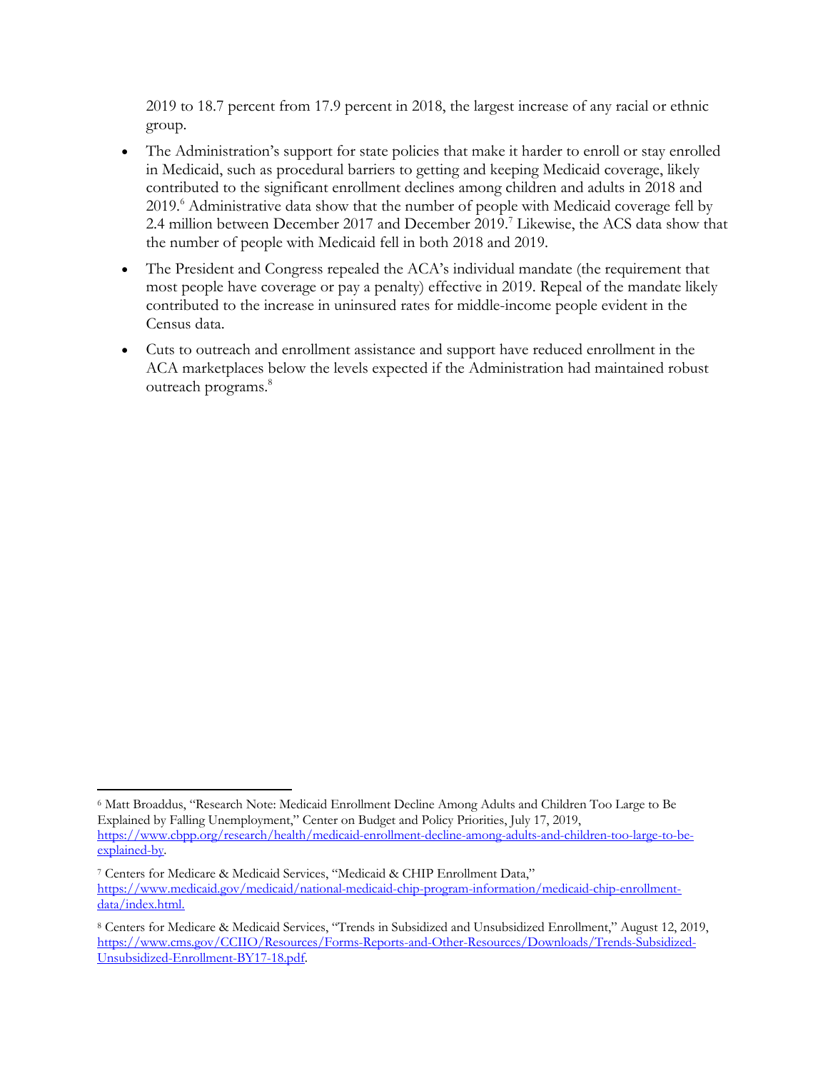2019 to 18.7 percent from 17.9 percent in 2018, the largest increase of any racial or ethnic group.

- The Administration's support for state policies that make it harder to enroll or stay enrolled in Medicaid, such as procedural barriers to getting and keeping Medicaid coverage, likely contributed to the significant enrollment declines among children and adults in 2018 and 2019.[6] Administrative data show that the number of people with Medicaid coverage fell by 2.4 million between December 2017 and December 2019.[7] Likewise, the ACS data show that the number of people with Medicaid fell in both 2018 and 2019.
- The President and Congress repealed the ACA's individual mandate (the requirement that most people have coverage or pay a penalty) effective in 2019. Repeal of the mandate likely contributed to the increase in uninsured rates for middle-income people evident in the Census data.
- Cuts to outreach and enrollment assistance and support have reduced enrollment in the ACA marketplaces below the levels expected if the Administration had maintained robust outreach programs.[8]

---

[6] Matt Broaddus, "Research Note: Medicaid Enrollment Decline Among Adults and Children Too Large to Be Explained by Falling Unemployment," Center on Budget and Policy Priorities, July 17, 2019, https://www.cbpp.org/research/health/medicaid-enrollment-decline-among-adults-and-children-too-large-to-be-explained-by.

[7] Centers for Medicare & Medicaid Services, "Medicaid & CHIP Enrollment Data," https://www.medicaid.gov/medicaid/national-medicaid-chip-program-information/medicaid-chip-enrollment-data/index.html.

[8] Centers for Medicare & Medicaid Services, "Trends in Subsidized and Unsubsidized Enrollment," August 12, 2019, https://www.cms.gov/CCIIO/Resources/Forms-Reports-and-Other-Resources/Downloads/Trends-Subsidized-Unsubsidized-Enrollment-BY17-18.pdf.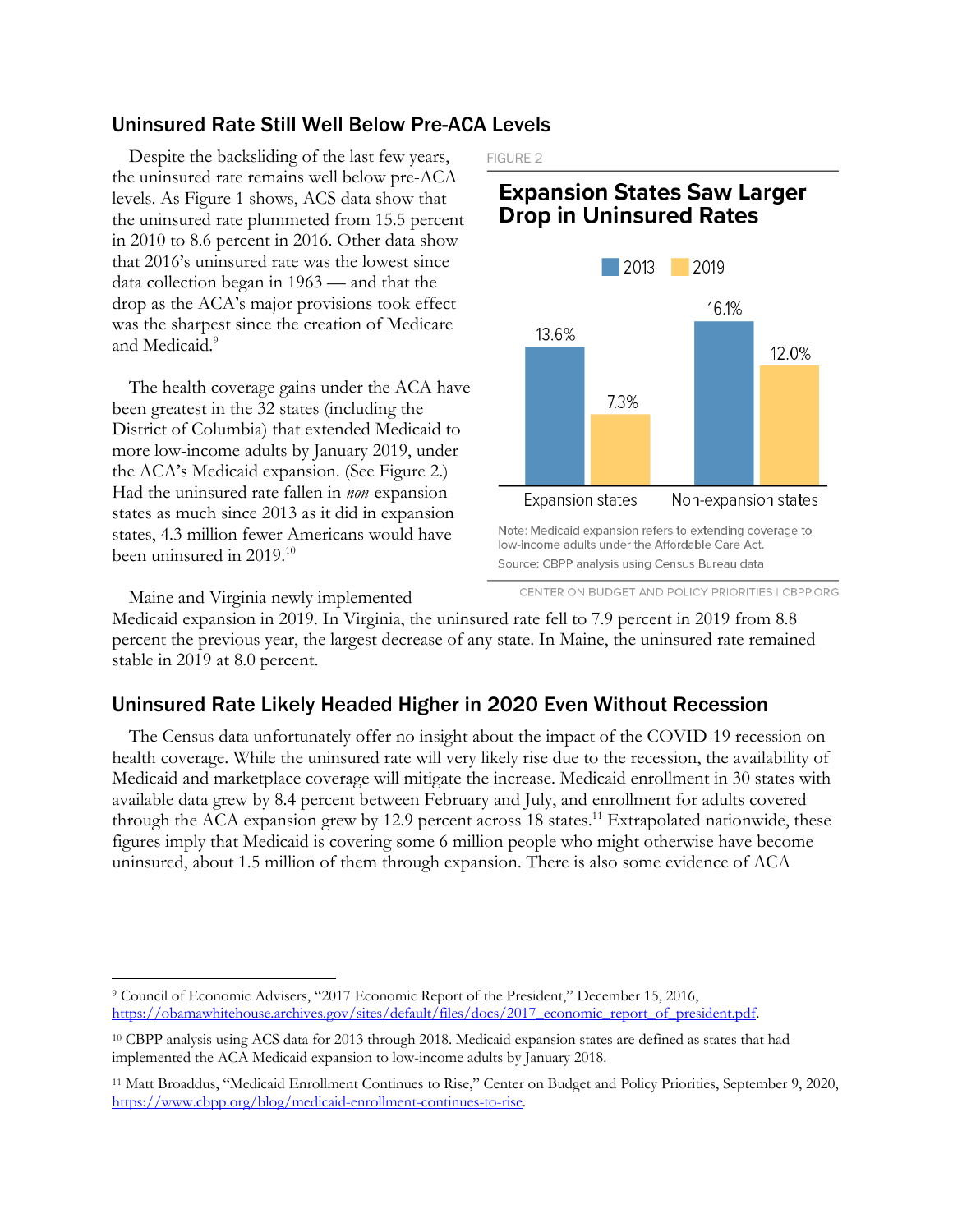## Uninsured Rate Still Well Below Pre-ACA Levels

Despite the backsliding of the last few years, the uninsured rate remains well below pre-ACA levels. As Figure 1 shows, ACS data show that the uninsured rate plummeted from 15.5 percent in 2010 to 8.6 percent in 2016. Other data show that 2016's uninsured rate was the lowest since data collection began in 1963 — and that the drop as the ACA's major provisions took effect was the sharpest since the creation of Medicare and Medicaid.[9]

The health coverage gains under the ACA have been greatest in the 32 states (including the District of Columbia) that extended Medicaid to more low-income adults by January 2019, under the ACA's Medicaid expansion. (See Figure 2.) Had the uninsured rate fallen in *non*-expansion states as much since 2013 as it did in expansion states, 4.3 million fewer Americans would have been uninsured in 2019.[10]

FIGURE 2

**Expansion States Saw Larger Drop in Uninsured Rates**

| | 2013 | 2019 |
|---|---|---|
| Expansion states | 13.6% | 7.3% |
| Non-expansion states | 16.1% | 12.0% |

Note: Medicaid expansion refers to extending coverage to low-income adults under the Affordable Care Act.

Source: CBPP analysis using Census Bureau data

CENTER ON BUDGET AND POLICY PRIORITIES | CBPP.ORG

Maine and Virginia newly implemented Medicaid expansion in 2019. In Virginia, the uninsured rate fell to 7.9 percent in 2019 from 8.8 percent the previous year, the largest decrease of any state. In Maine, the uninsured rate remained stable in 2019 at 8.0 percent.

## Uninsured Rate Likely Headed Higher in 2020 Even Without Recession

The Census data unfortunately offer no insight about the impact of the COVID-19 recession on health coverage. While the uninsured rate will very likely rise due to the recession, the availability of Medicaid and marketplace coverage will mitigate the increase. Medicaid enrollment in 30 states with available data grew by 8.4 percent between February and July, and enrollment for adults covered through the ACA expansion grew by 12.9 percent across 18 states.[11] Extrapolated nationwide, these figures imply that Medicaid is covering some 6 million people who might otherwise have become uninsured, about 1.5 million of them through expansion. There is also some evidence of ACA

---

[9] Council of Economic Advisers, "2017 Economic Report of the President," December 15, 2016, https://obamawhitehouse.archives.gov/sites/default/files/docs/2017_economic_report_of_president.pdf.

[10] CBPP analysis using ACS data for 2013 through 2018. Medicaid expansion states are defined as states that had implemented the ACA Medicaid expansion to low-income adults by January 2018.

[11] Matt Broaddus, "Medicaid Enrollment Continues to Rise," Center on Budget and Policy Priorities, September 9, 2020, https://www.cbpp.org/blog/medicaid-enrollment-continues-to-rise.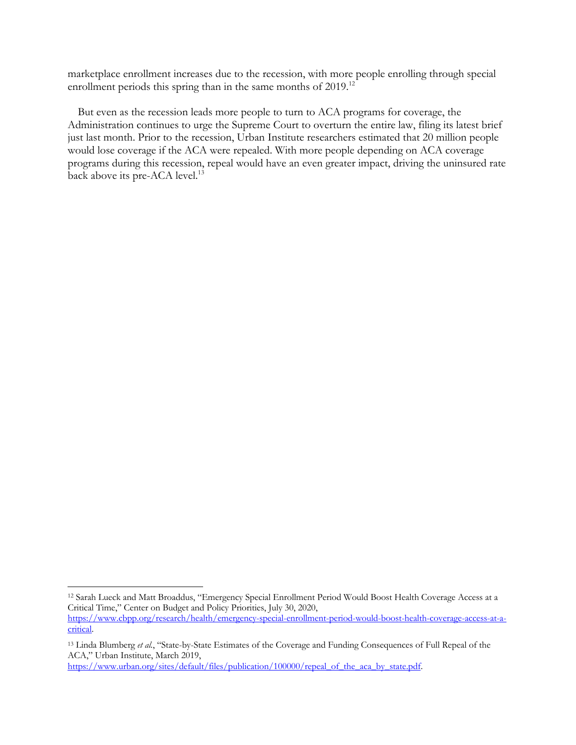marketplace enrollment increases due to the recession, with more people enrolling through special enrollment periods this spring than in the same months of 2019.[12]

But even as the recession leads more people to turn to ACA programs for coverage, the Administration continues to urge the Supreme Court to overturn the entire law, filing its latest brief just last month. Prior to the recession, Urban Institute researchers estimated that 20 million people would lose coverage if the ACA were repealed. With more people depending on ACA coverage programs during this recession, repeal would have an even greater impact, driving the uninsured rate back above its pre-ACA level.[13]

---

[12] Sarah Lueck and Matt Broaddus, "Emergency Special Enrollment Period Would Boost Health Coverage Access at a Critical Time," Center on Budget and Policy Priorities, July 30, 2020, https://www.cbpp.org/research/health/emergency-special-enrollment-period-would-boost-health-coverage-access-at-a-critical.

[13] Linda Blumberg *et al.*, "State-by-State Estimates of the Coverage and Funding Consequences of Full Repeal of the ACA," Urban Institute, March 2019, https://www.urban.org/sites/default/files/publication/100000/repeal_of_the_aca_by_state.pdf.